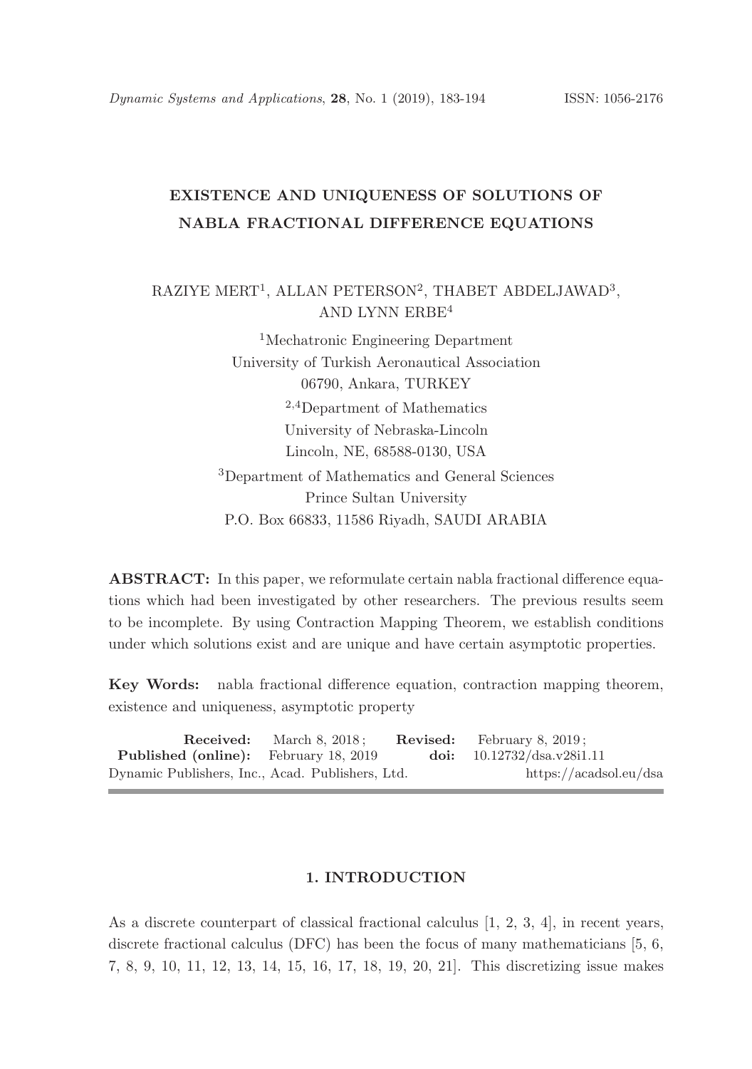# EXISTENCE AND UNIQUENESS OF SOLUTIONS OF NABLA FRACTIONAL DIFFERENCE EQUATIONS

RAZIYE MERT[1], ALLAN PETERSON[2], THABET ABDELJAWAD[3], AND LYNN ERBE[4]

[1]Mechatronic Engineering Department
University of Turkish Aeronautical Association
06790, Ankara, TURKEY

[2,4]Department of Mathematics
University of Nebraska-Lincoln
Lincoln, NE, 68588-0130, USA

[3]Department of Mathematics and General Sciences
Prince Sultan University
P.O. Box 66833, 11586 Riyadh, SAUDI ARABIA

**ABSTRACT:** In this paper, we reformulate certain nabla fractional difference equations which had been investigated by other researchers. The previous results seem to be incomplete. By using Contraction Mapping Theorem, we establish conditions under which solutions exist and are unique and have certain asymptotic properties.

**Key Words:** nabla fractional difference equation, contraction mapping theorem, existence and uniqueness, asymptotic property

**Received:** March 8, 2018; **Revised:** February 8, 2019;
**Published (online):** February 18, 2019 **doi:** 10.12732/dsa.v28i1.11
Dynamic Publishers, Inc., Acad. Publishers, Ltd. https://acadsol.eu/dsa

## 1. INTRODUCTION

As a discrete counterpart of classical fractional calculus [1, 2, 3, 4], in recent years, discrete fractional calculus (DFC) has been the focus of many mathematicians [5, 6, 7, 8, 9, 10, 11, 12, 13, 14, 15, 16, 17, 18, 19, 20, 21]. This discretizing issue makes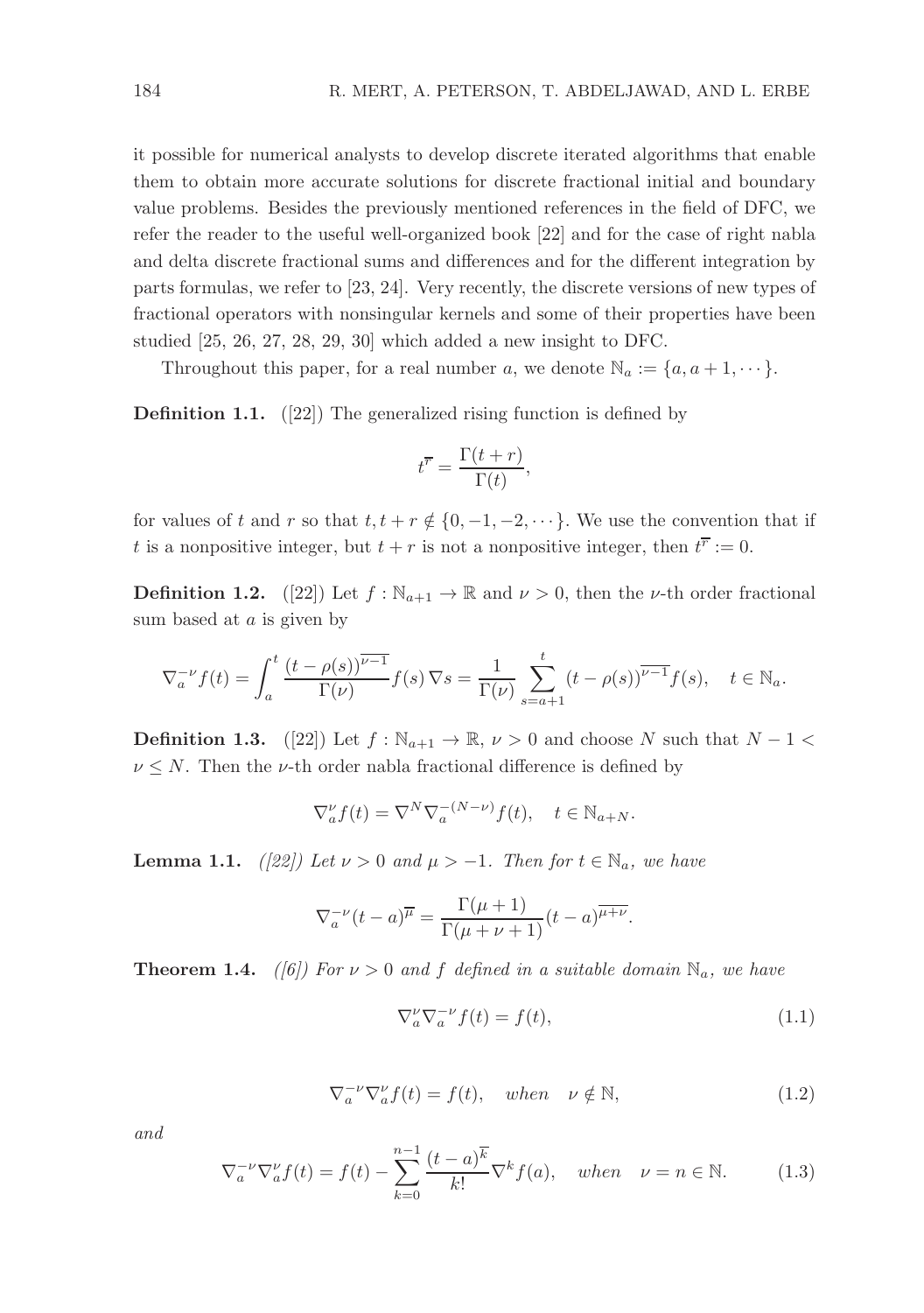it possible for numerical analysts to develop discrete iterated algorithms that enable them to obtain more accurate solutions for discrete fractional initial and boundary value problems. Besides the previously mentioned references in the field of DFC, we refer the reader to the useful well-organized book [22] and for the case of right nabla and delta discrete fractional sums and differences and for the different integration by parts formulas, we refer to [23, 24]. Very recently, the discrete versions of new types of fractional operators with nonsingular kernels and some of their properties have been studied [25, 26, 27, 28, 29, 30] which added a new insight to DFC.

Throughout this paper, for a real number $a$, we denote $\mathbb{N}_a := \{a, a+1, \cdots\}$.

**Definition 1.1.** ([22]) The generalized rising function is defined by

$$t^{\overline{r}} = \frac{\Gamma(t+r)}{\Gamma(t)},$$

for values of $t$ and $r$ so that $t, t+r \notin \{0, -1, -2, \cdots\}$. We use the convention that if $t$ is a nonpositive integer, but $t+r$ is not a nonpositive integer, then $t^{\overline{r}} := 0$.

**Definition 1.2.** ([22]) Let $f : \mathbb{N}_{a+1} \to \mathbb{R}$ and $\nu > 0$, then the $\nu$-th order fractional sum based at $a$ is given by

$$\nabla_a^{-\nu} f(t) = \int_a^t \frac{(t-\rho(s))^{\overline{\nu-1}}}{\Gamma(\nu)} f(s)\, \nabla s = \frac{1}{\Gamma(\nu)} \sum_{s=a+1}^{t} (t-\rho(s))^{\overline{\nu-1}} f(s), \quad t \in \mathbb{N}_a.$$

**Definition 1.3.** ([22]) Let $f : \mathbb{N}_{a+1} \to \mathbb{R}$, $\nu > 0$ and choose $N$ such that $N-1 < \nu \leq N$. Then the $\nu$-th order nabla fractional difference is defined by

$$\nabla_a^{\nu} f(t) = \nabla^N \nabla_a^{-(N-\nu)} f(t), \quad t \in \mathbb{N}_{a+N}.$$

**Lemma 1.1.** *([22]) Let $\nu > 0$ and $\mu > -1$. Then for $t \in \mathbb{N}_a$, we have*

$$\nabla_a^{-\nu} (t-a)^{\overline{\mu}} = \frac{\Gamma(\mu+1)}{\Gamma(\mu+\nu+1)} (t-a)^{\overline{\mu+\nu}}.$$

**Theorem 1.4.** *([6]) For $\nu > 0$ and $f$ defined in a suitable domain $\mathbb{N}_a$, we have*

$$\nabla_a^{\nu} \nabla_a^{-\nu} f(t) = f(t), \tag{1.1}$$

$$\nabla_a^{-\nu} \nabla_a^{\nu} f(t) = f(t), \quad \text{when} \quad \nu \notin \mathbb{N}, \tag{1.2}$$

*and*

$$\nabla_a^{-\nu} \nabla_a^{\nu} f(t) = f(t) - \sum_{k=0}^{n-1} \frac{(t-a)^{\overline{k}}}{k!} \nabla^k f(a), \quad \text{when} \quad \nu = n \in \mathbb{N}. \tag{1.3}$$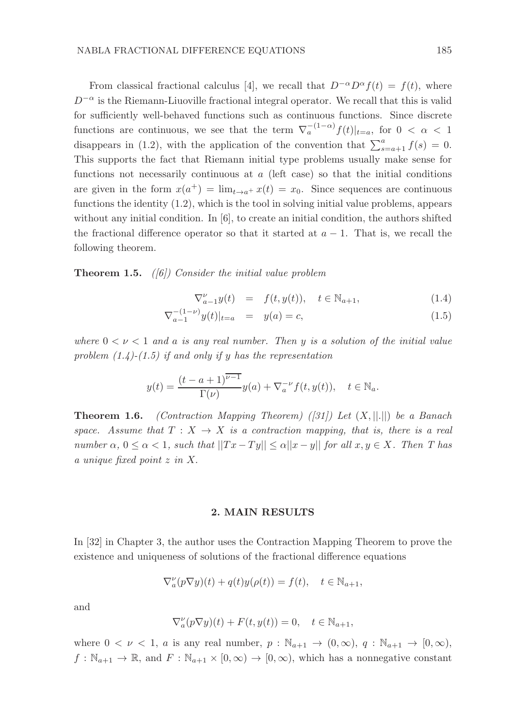From classical fractional calculus [4], we recall that $D^{-\alpha}D^{\alpha}f(t) = f(t)$, where $D^{-\alpha}$ is the Riemann-Liuoville fractional integral operator. We recall that this is valid for sufficiently well-behaved functions such as continuous functions. Since discrete functions are continuous, we see that the term $\nabla_a^{-(1-\alpha)}f(t)|_{t=a}$, for $0 < \alpha < 1$ disappears in (1.2), with the application of the convention that $\sum_{s=a+1}^{a} f(s) = 0$. This supports the fact that Riemann initial type problems usually make sense for functions not necessarily continuous at $a$ (left case) so that the initial conditions are given in the form $x(a^+) = \lim_{t\to a^+} x(t) = x_0$. Since sequences are continuous functions the identity (1.2), which is the tool in solving initial value problems, appears without any initial condition. In [6], to create an initial condition, the authors shifted the fractional difference operator so that it started at $a - 1$. That is, we recall the following theorem.

**Theorem 1.5.** *([6]) Consider the initial value problem*

$$\nabla_{a-1}^{\nu} y(t) = f(t, y(t)), \quad t \in \mathbb{N}_{a+1}, \tag{1.4}$$

$$\nabla_{a-1}^{-(1-\nu)} y(t)|_{t=a} = y(a) = c, \tag{1.5}$$

*where $0 < \nu < 1$ and $a$ is any real number. Then $y$ is a solution of the initial value problem (1.4)-(1.5) if and only if $y$ has the representation*

$$y(t) = \frac{(t-a+1)^{\overline{\nu-1}}}{\Gamma(\nu)} y(a) + \nabla_a^{-\nu} f(t, y(t)), \quad t \in \mathbb{N}_a.$$

**Theorem 1.6.** *(Contraction Mapping Theorem) ([31]) Let $(X, ||.||)$ be a Banach space. Assume that $T : X \to X$ is a contraction mapping, that is, there is a real number $\alpha$, $0 \le \alpha < 1$, such that $||Tx - Ty|| \le \alpha||x - y||$ for all $x, y \in X$. Then $T$ has a unique fixed point $z$ in $X$.*

## 2. MAIN RESULTS

In [32] in Chapter 3, the author uses the Contraction Mapping Theorem to prove the existence and uniqueness of solutions of the fractional difference equations

$$\nabla_a^{\nu}(p\nabla y)(t) + q(t)y(\rho(t)) = f(t), \quad t \in \mathbb{N}_{a+1},$$

and

$$\nabla_a^{\nu}(p\nabla y)(t) + F(t, y(t)) = 0, \quad t \in \mathbb{N}_{a+1},$$

where $0 < \nu < 1$, $a$ is any real number, $p : \mathbb{N}_{a+1} \to (0, \infty)$, $q : \mathbb{N}_{a+1} \to [0, \infty)$, $f : \mathbb{N}_{a+1} \to \mathbb{R}$, and $F : \mathbb{N}_{a+1} \times [0, \infty) \to [0, \infty)$, which has a nonnegative constant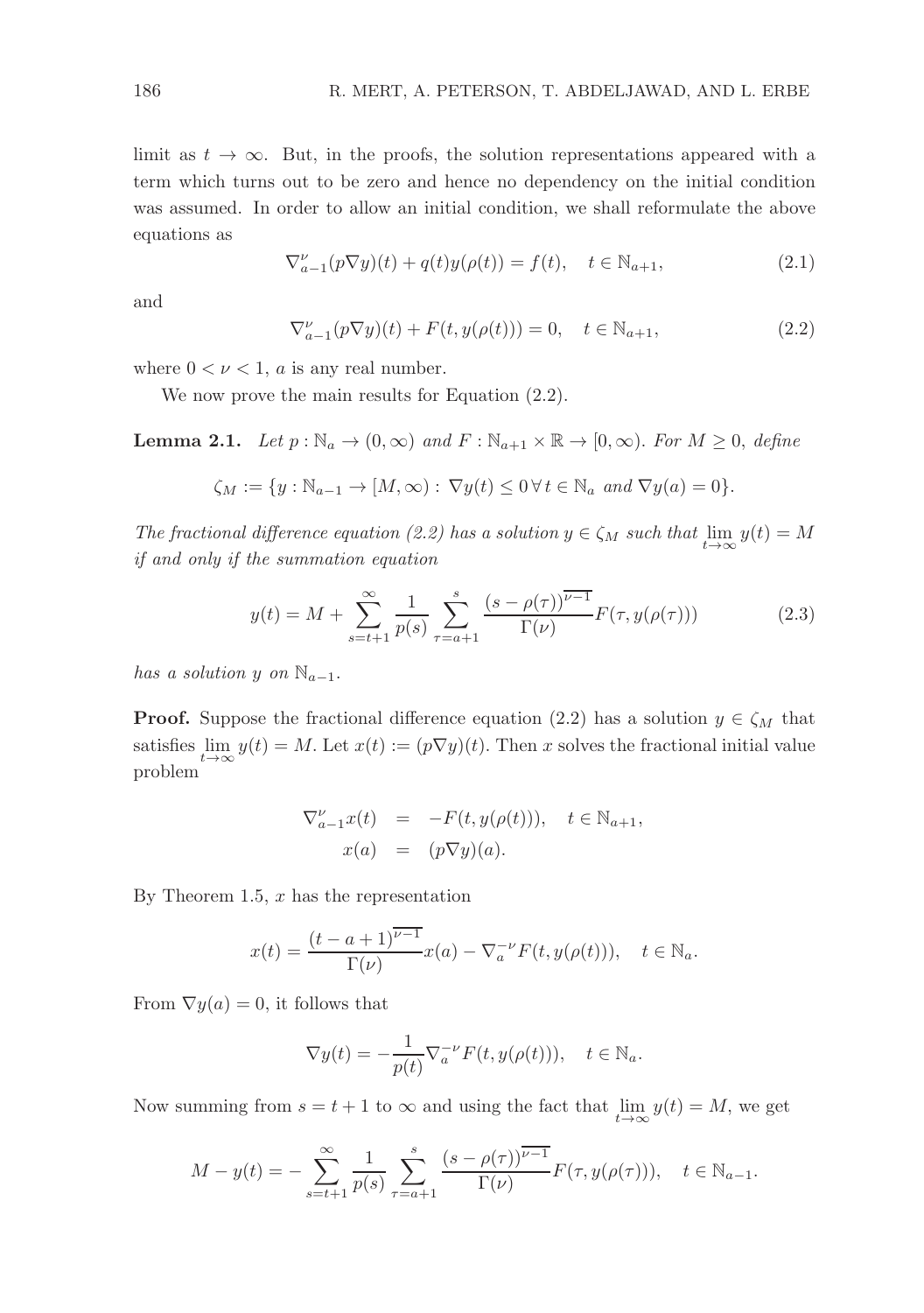limit as $t \to \infty$. But, in the proofs, the solution representations appeared with a term which turns out to be zero and hence no dependency on the initial condition was assumed. In order to allow an initial condition, we shall reformulate the above equations as

$$\nabla_{a-1}^{\nu}(p\nabla y)(t) + q(t)y(\rho(t)) = f(t), \quad t \in \mathbb{N}_{a+1}, \tag{2.1}$$

and

$$\nabla_{a-1}^{\nu}(p\nabla y)(t) + F(t, y(\rho(t))) = 0, \quad t \in \mathbb{N}_{a+1}, \tag{2.2}$$

where $0 < \nu < 1$, $a$ is any real number.

We now prove the main results for Equation (2.2).

**Lemma 2.1.** *Let $p : \mathbb{N}_a \to (0, \infty)$ and $F : \mathbb{N}_{a+1} \times \mathbb{R} \to [0, \infty)$. For $M \geq 0$, define*

$$\zeta_M := \{y : \mathbb{N}_{a-1} \to [M, \infty) : \nabla y(t) \leq 0 \, \forall \, t \in \mathbb{N}_a \text{ and } \nabla y(a) = 0\}.$$

*The fractional difference equation (2.2) has a solution $y \in \zeta_M$ such that $\lim_{t\to\infty} y(t) = M$ if and only if the summation equation*

$$y(t) = M + \sum_{s=t+1}^{\infty} \frac{1}{p(s)} \sum_{\tau=a+1}^{s} \frac{(s - \rho(\tau))^{\overline{\nu-1}}}{\Gamma(\nu)} F(\tau, y(\rho(\tau))) \tag{2.3}$$

*has a solution $y$ on $\mathbb{N}_{a-1}$.*

**Proof.** Suppose the fractional difference equation (2.2) has a solution $y \in \zeta_M$ that satisfies $\lim_{t\to\infty} y(t) = M$. Let $x(t) := (p\nabla y)(t)$. Then $x$ solves the fractional initial value problem

$$\begin{aligned}
\nabla_{a-1}^{\nu} x(t) &= -F(t, y(\rho(t))), \quad t \in \mathbb{N}_{a+1}, \\
x(a) &= (p\nabla y)(a).
\end{aligned}$$

By Theorem 1.5, $x$ has the representation

$$x(t) = \frac{(t - a + 1)^{\overline{\nu-1}}}{\Gamma(\nu)} x(a) - \nabla_a^{-\nu} F(t, y(\rho(t))), \quad t \in \mathbb{N}_a.$$

From $\nabla y(a) = 0$, it follows that

$$\nabla y(t) = -\frac{1}{p(t)} \nabla_a^{-\nu} F(t, y(\rho(t))), \quad t \in \mathbb{N}_a.$$

Now summing from $s = t + 1$ to $\infty$ and using the fact that $\lim_{t\to\infty} y(t) = M$, we get

$$M - y(t) = -\sum_{s=t+1}^{\infty} \frac{1}{p(s)} \sum_{\tau=a+1}^{s} \frac{(s - \rho(\tau))^{\overline{\nu-1}}}{\Gamma(\nu)} F(\tau, y(\rho(\tau))), \quad t \in \mathbb{N}_{a-1}.$$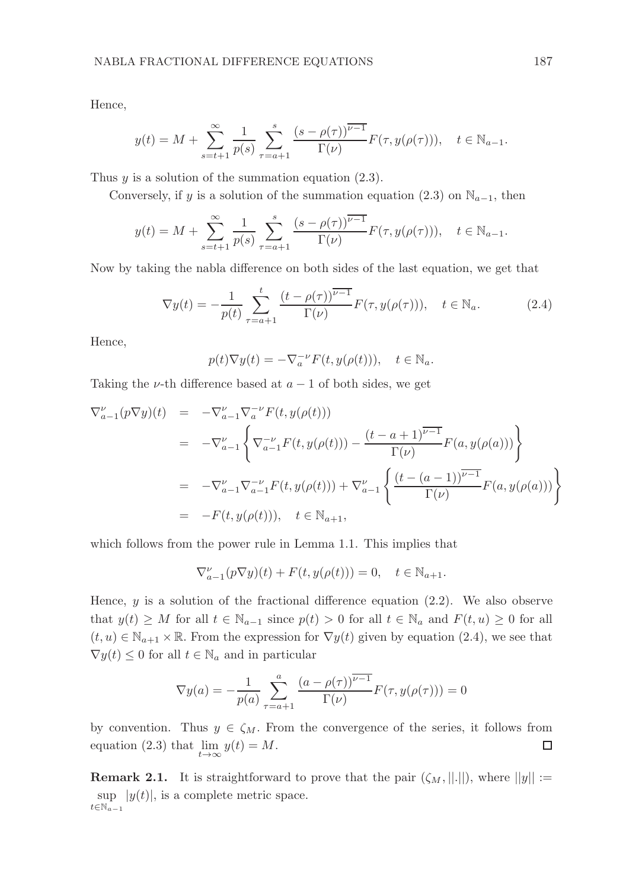Hence,

$$y(t) = M + \sum_{s=t+1}^{\infty} \frac{1}{p(s)} \sum_{\tau=a+1}^{s} \frac{(s-\rho(\tau))^{\overline{\nu-1}}}{\Gamma(\nu)} F(\tau, y(\rho(\tau))), \quad t \in \mathbb{N}_{a-1}.$$

Thus $y$ is a solution of the summation equation (2.3).

Conversely, if $y$ is a solution of the summation equation (2.3) on $\mathbb{N}_{a-1}$, then

$$y(t) = M + \sum_{s=t+1}^{\infty} \frac{1}{p(s)} \sum_{\tau=a+1}^{s} \frac{(s-\rho(\tau))^{\overline{\nu-1}}}{\Gamma(\nu)} F(\tau, y(\rho(\tau))), \quad t \in \mathbb{N}_{a-1}.$$

Now by taking the nabla difference on both sides of the last equation, we get that

$$\nabla y(t) = -\frac{1}{p(t)} \sum_{\tau=a+1}^{t} \frac{(t-\rho(\tau))^{\overline{\nu-1}}}{\Gamma(\nu)} F(\tau, y(\rho(\tau))), \quad t \in \mathbb{N}_{a}. \tag{2.4}$$

Hence,

$$p(t)\nabla y(t) = -\nabla_a^{-\nu} F(t, y(\rho(t))), \quad t \in \mathbb{N}_a.$$

Taking the $\nu$-th difference based at $a-1$ of both sides, we get

$$\begin{aligned}
\nabla_{a-1}^{\nu}(p\nabla y)(t) &= -\nabla_{a-1}^{\nu}\nabla_a^{-\nu} F(t, y(\rho(t))) \\
&= -\nabla_{a-1}^{\nu}\left\{\nabla_{a-1}^{-\nu} F(t, y(\rho(t))) - \frac{(t-a+1)^{\overline{\nu-1}}}{\Gamma(\nu)} F(a, y(\rho(a)))\right\} \\
&= -\nabla_{a-1}^{\nu}\nabla_{a-1}^{-\nu} F(t, y(\rho(t))) + \nabla_{a-1}^{\nu}\left\{\frac{(t-(a-1))^{\overline{\nu-1}}}{\Gamma(\nu)} F(a, y(\rho(a)))\right\} \\
&= -F(t, y(\rho(t))), \quad t \in \mathbb{N}_{a+1},
\end{aligned}$$

which follows from the power rule in Lemma 1.1. This implies that

$$\nabla_{a-1}^{\nu}(p\nabla y)(t) + F(t, y(\rho(t))) = 0, \quad t \in \mathbb{N}_{a+1}.$$

Hence, $y$ is a solution of the fractional difference equation (2.2). We also observe that $y(t) \geq M$ for all $t \in \mathbb{N}_{a-1}$ since $p(t) > 0$ for all $t \in \mathbb{N}_a$ and $F(t, u) \geq 0$ for all $(t, u) \in \mathbb{N}_{a+1} \times \mathbb{R}$. From the expression for $\nabla y(t)$ given by equation (2.4), we see that $\nabla y(t) \leq 0$ for all $t \in \mathbb{N}_a$ and in particular

$$\nabla y(a) = -\frac{1}{p(a)} \sum_{\tau=a+1}^{a} \frac{(a-\rho(\tau))^{\overline{\nu-1}}}{\Gamma(\nu)} F(\tau, y(\rho(\tau))) = 0$$

by convention. Thus $y \in \zeta_M$. From the convergence of the series, it follows from equation (2.3) that $\lim_{t\to\infty} y(t) = M$. □

**Remark 2.1.** It is straightforward to prove that the pair $(\zeta_M, ||.||)$, where $||y|| := \sup_{t\in\mathbb{N}_{a-1}} |y(t)|$, is a complete metric space.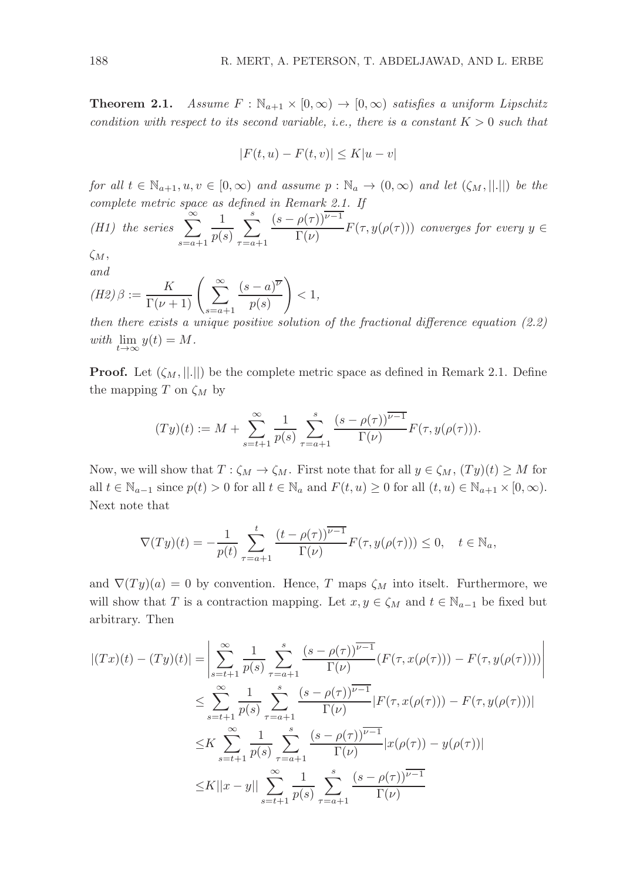**Theorem 2.1.** *Assume $F : \mathbb{N}_{a+1} \times [0, \infty) \to [0, \infty)$ satisfies a uniform Lipschitz condition with respect to its second variable, i.e., there is a constant $K > 0$ such that*

$$|F(t, u) - F(t, v)| \leq K|u - v|$$

*for all $t \in \mathbb{N}_{a+1}, u, v \in [0, \infty)$ and assume $p : \mathbb{N}_a \to (0, \infty)$ and let $(\zeta_M, ||.||)$ be the complete metric space as defined in Remark 2.1. If*

*(H1) the series $\displaystyle\sum_{s=a+1}^{\infty} \frac{1}{p(s)} \sum_{\tau=a+1}^{s} \frac{(s - \rho(\tau))^{\overline{\nu-1}}}{\Gamma(\nu)} F(\tau, y(\rho(\tau)))$ converges for every $y \in \zeta_M$,*

*and*

*(H2) $\displaystyle\beta := \frac{K}{\Gamma(\nu + 1)} \left( \sum_{s=a+1}^{\infty} \frac{(s - a)^{\overline{\nu}}}{p(s)} \right) < 1,$*

*then there exists a unique positive solution of the fractional difference equation (2.2) with $\lim_{t \to \infty} y(t) = M$.*

**Proof.** Let $(\zeta_M, ||.||)$ be the complete metric space as defined in Remark 2.1. Define the mapping $T$ on $\zeta_M$ by

$$(Ty)(t) := M + \sum_{s=t+1}^{\infty} \frac{1}{p(s)} \sum_{\tau=a+1}^{s} \frac{(s - \rho(\tau))^{\overline{\nu-1}}}{\Gamma(\nu)} F(\tau, y(\rho(\tau))).$$

Now, we will show that $T : \zeta_M \to \zeta_M$. First note that for all $y \in \zeta_M$, $(Ty)(t) \geq M$ for all $t \in \mathbb{N}_{a-1}$ since $p(t) > 0$ for all $t \in \mathbb{N}_a$ and $F(t, u) \geq 0$ for all $(t, u) \in \mathbb{N}_{a+1} \times [0, \infty)$. Next note that

$$\nabla(Ty)(t) = -\frac{1}{p(t)} \sum_{\tau=a+1}^{t} \frac{(t - \rho(\tau))^{\overline{\nu-1}}}{\Gamma(\nu)} F(\tau, y(\rho(\tau))) \leq 0, \quad t \in \mathbb{N}_a,$$

and $\nabla(Ty)(a) = 0$ by convention. Hence, $T$ maps $\zeta_M$ into itselt. Furthermore, we will show that $T$ is a contraction mapping. Let $x, y \in \zeta_M$ and $t \in \mathbb{N}_{a-1}$ be fixed but arbitrary. Then

$$\begin{aligned}
|(Tx)(t) - (Ty)(t)| &= \left| \sum_{s=t+1}^{\infty} \frac{1}{p(s)} \sum_{\tau=a+1}^{s} \frac{(s - \rho(\tau))^{\overline{\nu-1}}}{\Gamma(\nu)} (F(\tau, x(\rho(\tau))) - F(\tau, y(\rho(\tau)))) \right| \\
&\leq \sum_{s=t+1}^{\infty} \frac{1}{p(s)} \sum_{\tau=a+1}^{s} \frac{(s - \rho(\tau))^{\overline{\nu-1}}}{\Gamma(\nu)} |F(\tau, x(\rho(\tau))) - F(\tau, y(\rho(\tau)))| \\
&\leq K \sum_{s=t+1}^{\infty} \frac{1}{p(s)} \sum_{\tau=a+1}^{s} \frac{(s - \rho(\tau))^{\overline{\nu-1}}}{\Gamma(\nu)} |x(\rho(\tau)) - y(\rho(\tau))| \\
&\leq K||x - y|| \sum_{s=t+1}^{\infty} \frac{1}{p(s)} \sum_{\tau=a+1}^{s} \frac{(s - \rho(\tau))^{\overline{\nu-1}}}{\Gamma(\nu)}
\end{aligned}$$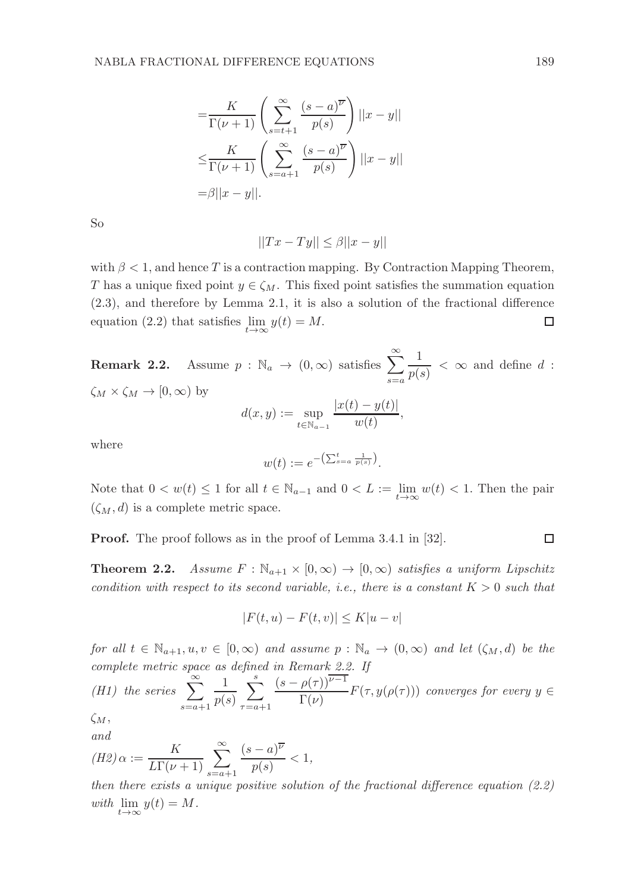$$
\begin{aligned}
&= \frac{K}{\Gamma(\nu+1)} \left( \sum_{s=t+1}^{\infty} \frac{(s-a)^{\overline{\nu}}}{p(s)} \right) ||x-y|| \\
&\leq \frac{K}{\Gamma(\nu+1)} \left( \sum_{s=a+1}^{\infty} \frac{(s-a)^{\overline{\nu}}}{p(s)} \right) ||x-y|| \\
&= \beta ||x-y||.
\end{aligned}
$$

So

$$
||Tx - Ty|| \leq \beta ||x-y||
$$

with $\beta < 1$, and hence $T$ is a contraction mapping. By Contraction Mapping Theorem, $T$ has a unique fixed point $y \in \zeta_M$. This fixed point satisfies the summation equation (2.3), and therefore by Lemma 2.1, it is also a solution of the fractional difference equation (2.2) that satisfies $\lim_{t\to\infty} y(t) = M$. $\square$

**Remark 2.2.** Assume $p : \mathbb{N}_a \to (0, \infty)$ satisfies $\sum_{s=a}^{\infty} \frac{1}{p(s)} < \infty$ and define $d : \zeta_M \times \zeta_M \to [0, \infty)$ by

$$
d(x, y) := \sup_{t \in \mathbb{N}_{a-1}} \frac{|x(t) - y(t)|}{w(t)},
$$

where

$$
w(t) := e^{-\left(\sum_{s=a}^{t} \frac{1}{p(s)}\right)}.
$$

Note that $0 < w(t) \leq 1$ for all $t \in \mathbb{N}_{a-1}$ and $0 < L := \lim_{t\to\infty} w(t) < 1$. Then the pair $(\zeta_M, d)$ is a complete metric space.

**Proof.** The proof follows as in the proof of Lemma 3.4.1 in [32]. $\square$

**Theorem 2.2.** *Assume $F : \mathbb{N}_{a+1} \times [0, \infty) \to [0, \infty)$ satisfies a uniform Lipschitz condition with respect to its second variable, i.e., there is a constant $K > 0$ such that*

$$
|F(t, u) - F(t, v)| \leq K|u - v|
$$

*for all $t \in \mathbb{N}_{a+1}, u, v \in [0, \infty)$ and assume $p : \mathbb{N}_a \to (0, \infty)$ and let $(\zeta_M, d)$ be the complete metric space as defined in Remark 2.2. If*

*(H1) the series $\sum_{s=a+1}^{\infty} \frac{1}{p(s)} \sum_{\tau=a+1}^{s} \frac{(s-\rho(\tau))^{\overline{\nu-1}}}{\Gamma(\nu)} F(\tau, y(\rho(\tau)))$ converges for every $y \in \zeta_M$,*

*and*

*(H2) $\alpha := \frac{K}{L\Gamma(\nu+1)} \sum_{s=a+1}^{\infty} \frac{(s-a)^{\overline{\nu}}}{p(s)} < 1$,*

*then there exists a unique positive solution of the fractional difference equation (2.2) with $\lim_{t\to\infty} y(t) = M$.*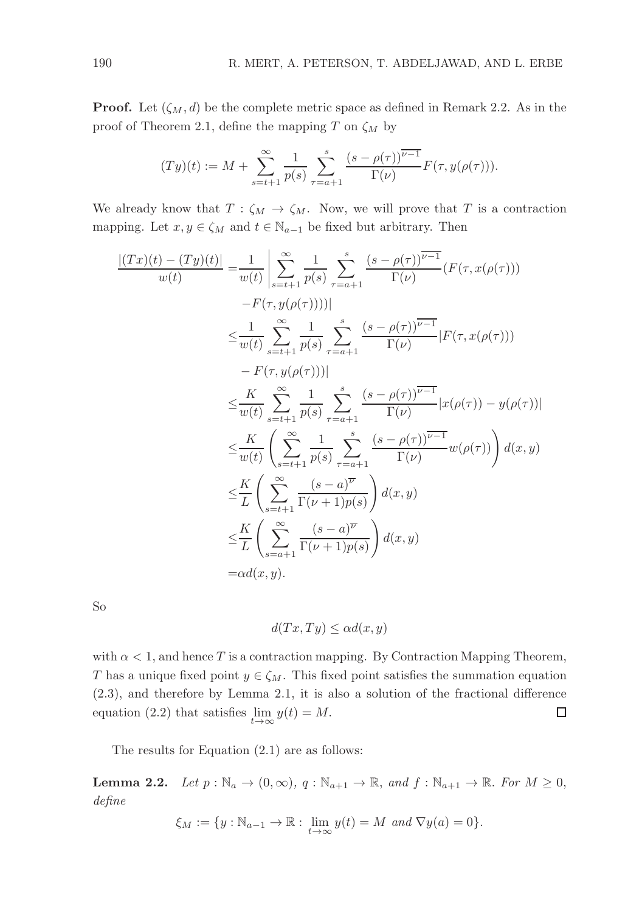**Proof.** Let $(\zeta_M, d)$ be the complete metric space as defined in Remark 2.2. As in the proof of Theorem 2.1, define the mapping $T$ on $\zeta_M$ by

$$(Ty)(t) := M + \sum_{s=t+1}^{\infty} \frac{1}{p(s)} \sum_{\tau=a+1}^{s} \frac{(s-\rho(\tau))^{\overline{\nu-1}}}{\Gamma(\nu)} F(\tau, y(\rho(\tau))).$$

We already know that $T : \zeta_M \to \zeta_M$. Now, we will prove that $T$ is a contraction mapping. Let $x, y \in \zeta_M$ and $t \in \mathbb{N}_{a-1}$ be fixed but arbitrary. Then

$$\begin{aligned}
\frac{|(Tx)(t) - (Ty)(t)|}{w(t)} =& \frac{1}{w(t)} \left| \sum_{s=t+1}^{\infty} \frac{1}{p(s)} \sum_{\tau=a+1}^{s} \frac{(s-\rho(\tau))^{\overline{\nu-1}}}{\Gamma(\nu)} (F(\tau, x(\rho(\tau))) \right. \\
& \left. -F(\tau, y(\rho(\tau))))\right| \\
\leq & \frac{1}{w(t)} \sum_{s=t+1}^{\infty} \frac{1}{p(s)} \sum_{\tau=a+1}^{s} \frac{(s-\rho(\tau))^{\overline{\nu-1}}}{\Gamma(\nu)} |F(\tau, x(\rho(\tau))) \\
& - F(\tau, y(\rho(\tau)))| \\
\leq & \frac{K}{w(t)} \sum_{s=t+1}^{\infty} \frac{1}{p(s)} \sum_{\tau=a+1}^{s} \frac{(s-\rho(\tau))^{\overline{\nu-1}}}{\Gamma(\nu)} |x(\rho(\tau)) - y(\rho(\tau))| \\
\leq & \frac{K}{w(t)} \left( \sum_{s=t+1}^{\infty} \frac{1}{p(s)} \sum_{\tau=a+1}^{s} \frac{(s-\rho(\tau))^{\overline{\nu-1}}}{\Gamma(\nu)} w(\rho(\tau)) \right) d(x,y) \\
\leq & \frac{K}{L} \left( \sum_{s=t+1}^{\infty} \frac{(s-a)^{\overline{\nu}}}{\Gamma(\nu+1)p(s)} \right) d(x,y) \\
\leq & \frac{K}{L} \left( \sum_{s=a+1}^{\infty} \frac{(s-a)^{\overline{\nu}}}{\Gamma(\nu+1)p(s)} \right) d(x,y) \\
=& \alpha d(x,y).
\end{aligned}$$

So

$$d(Tx, Ty) \leq \alpha d(x,y)$$

with $\alpha < 1$, and hence $T$ is a contraction mapping. By Contraction Mapping Theorem, $T$ has a unique fixed point $y \in \zeta_M$. This fixed point satisfies the summation equation (2.3), and therefore by Lemma 2.1, it is also a solution of the fractional difference equation (2.2) that satisfies $\lim_{t\to\infty} y(t) = M$. $\square$

The results for Equation (2.1) are as follows:

**Lemma 2.2.** *Let $p : \mathbb{N}_a \to (0, \infty)$, $q : \mathbb{N}_{a+1} \to \mathbb{R}$, and $f : \mathbb{N}_{a+1} \to \mathbb{R}$. For $M \geq 0$, define*

$$\xi_M := \{y : \mathbb{N}_{a-1} \to \mathbb{R} : \lim_{t\to\infty} y(t) = M \text{ and } \nabla y(a) = 0\}.$$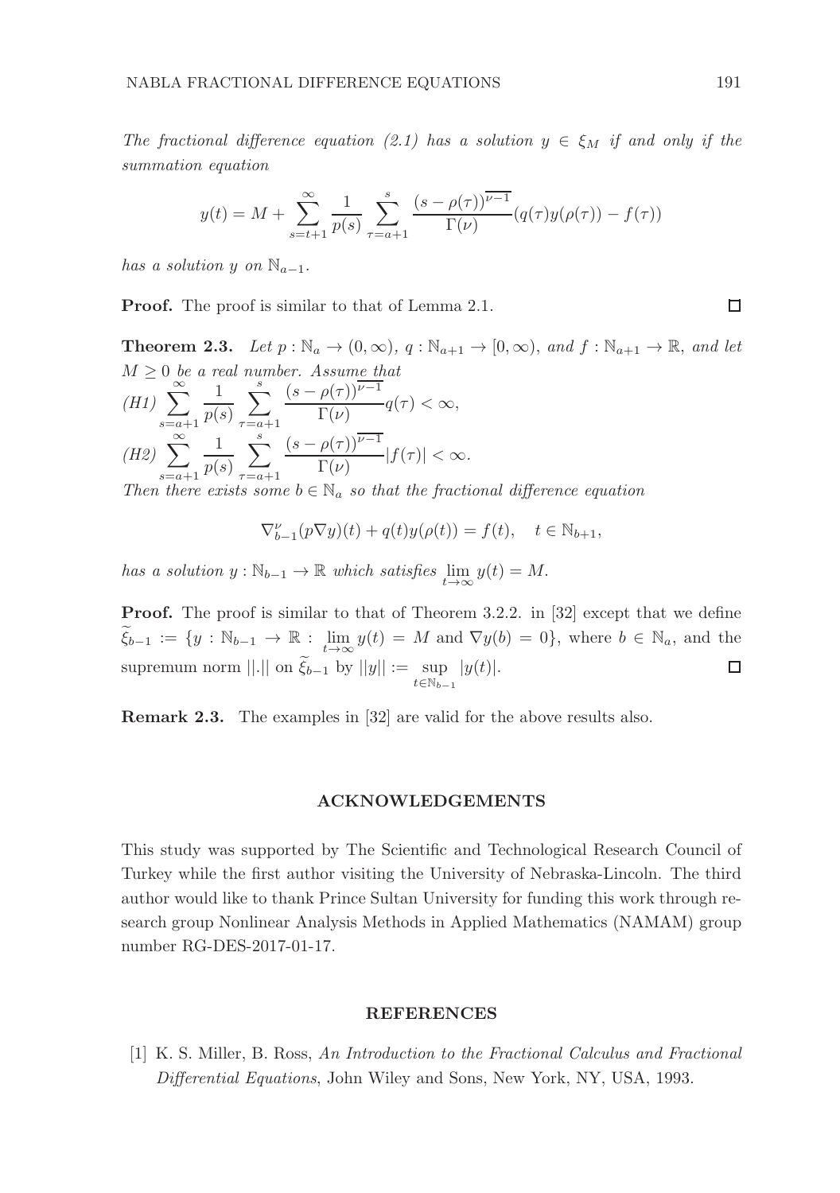*The fractional difference equation (2.1) has a solution $y \in \xi_M$ if and only if the summation equation*

$$y(t) = M + \sum_{s=t+1}^{\infty} \frac{1}{p(s)} \sum_{\tau=a+1}^{s} \frac{(s-\rho(\tau))^{\overline{\nu-1}}}{\Gamma(\nu)} (q(\tau)y(\rho(\tau)) - f(\tau))$$

*has a solution $y$ on $\mathbb{N}_{a-1}$.*

**Proof.** The proof is similar to that of Lemma 2.1. $\square$

**Theorem 2.3.** *Let $p : \mathbb{N}_a \to (0, \infty)$, $q : \mathbb{N}_{a+1} \to [0, \infty)$, and $f : \mathbb{N}_{a+1} \to \mathbb{R}$, and let $M \geq 0$ be a real number. Assume that*

*(H1)* $\displaystyle\sum_{s=a+1}^{\infty} \frac{1}{p(s)} \sum_{\tau=a+1}^{s} \frac{(s-\rho(\tau))^{\overline{\nu-1}}}{\Gamma(\nu)} q(\tau) < \infty,$

*(H2)* $\displaystyle\sum_{s=a+1}^{\infty} \frac{1}{p(s)} \sum_{\tau=a+1}^{s} \frac{(s-\rho(\tau))^{\overline{\nu-1}}}{\Gamma(\nu)} |f(\tau)| < \infty.$

*Then there exists some $b \in \mathbb{N}_a$ so that the fractional difference equation*

$$\nabla_{b-1}^{\nu}(p\nabla y)(t) + q(t)y(\rho(t)) = f(t), \quad t \in \mathbb{N}_{b+1},$$

*has a solution $y : \mathbb{N}_{b-1} \to \mathbb{R}$ which satisfies $\lim_{t\to\infty} y(t) = M$.*

**Proof.** The proof is similar to that of Theorem 3.2.2. in [32] except that we define $\widetilde{\xi}_{b-1} := \{y : \mathbb{N}_{b-1} \to \mathbb{R} : \lim_{t\to\infty} y(t) = M \text{ and } \nabla y(b) = 0\}$, where $b \in \mathbb{N}_a$, and the supremum norm $||.||$ on $\widetilde{\xi}_{b-1}$ by $||y|| := \sup_{t\in\mathbb{N}_{b-1}} |y(t)|$. $\square$

**Remark 2.3.** The examples in [32] are valid for the above results also.

## ACKNOWLEDGEMENTS

This study was supported by The Scientific and Technological Research Council of Turkey while the first author visiting the University of Nebraska-Lincoln. The third author would like to thank Prince Sultan University for funding this work through research group Nonlinear Analysis Methods in Applied Mathematics (NAMAM) group number RG-DES-2017-01-17.

## REFERENCES

[1] K. S. Miller, B. Ross, *An Introduction to the Fractional Calculus and Fractional Differential Equations*, John Wiley and Sons, New York, NY, USA, 1993.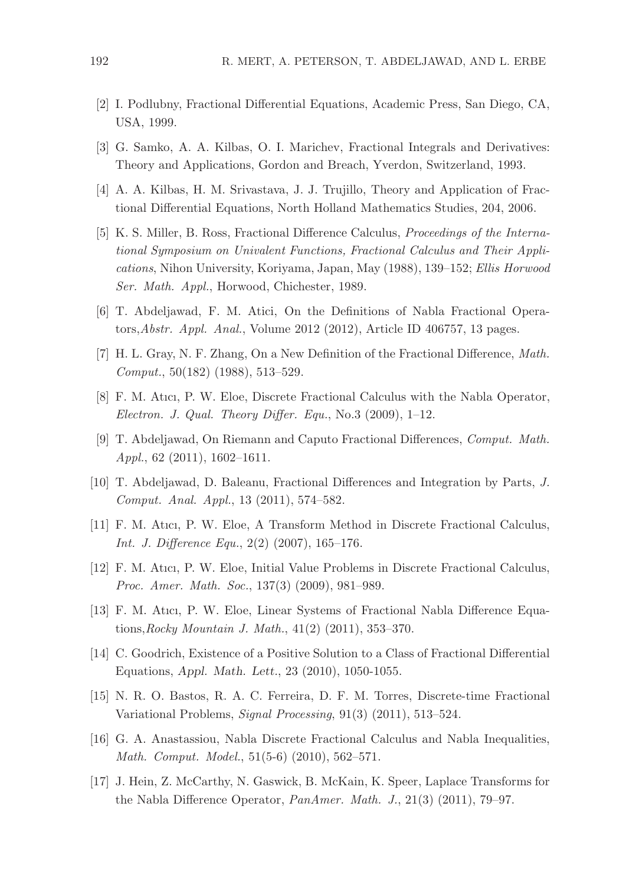[2] I. Podlubny, Fractional Differential Equations, Academic Press, San Diego, CA, USA, 1999.

[3] G. Samko, A. A. Kilbas, O. I. Marichev, Fractional Integrals and Derivatives: Theory and Applications, Gordon and Breach, Yverdon, Switzerland, 1993.

[4] A. A. Kilbas, H. M. Srivastava, J. J. Trujillo, Theory and Application of Fractional Differential Equations, North Holland Mathematics Studies, 204, 2006.

[5] K. S. Miller, B. Ross, Fractional Difference Calculus, *Proceedings of the International Symposium on Univalent Functions, Fractional Calculus and Their Applications*, Nihon University, Koriyama, Japan, May (1988), 139–152; *Ellis Horwood Ser. Math. Appl.*, Horwood, Chichester, 1989.

[6] T. Abdeljawad, F. M. Atici, On the Definitions of Nabla Fractional Operators,*Abstr. Appl. Anal.*, Volume 2012 (2012), Article ID 406757, 13 pages.

[7] H. L. Gray, N. F. Zhang, On a New Definition of the Fractional Difference, *Math. Comput.*, 50(182) (1988), 513–529.

[8] F. M. Atıcı, P. W. Eloe, Discrete Fractional Calculus with the Nabla Operator, *Electron. J. Qual. Theory Differ. Equ.*, No.3 (2009), 1–12.

[9] T. Abdeljawad, On Riemann and Caputo Fractional Differences, *Comput. Math. Appl.*, 62 (2011), 1602–1611.

[10] T. Abdeljawad, D. Baleanu, Fractional Differences and Integration by Parts, *J. Comput. Anal. Appl.*, 13 (2011), 574–582.

[11] F. M. Atıcı, P. W. Eloe, A Transform Method in Discrete Fractional Calculus, *Int. J. Difference Equ.*, 2(2) (2007), 165–176.

[12] F. M. Atıcı, P. W. Eloe, Initial Value Problems in Discrete Fractional Calculus, *Proc. Amer. Math. Soc.*, 137(3) (2009), 981–989.

[13] F. M. Atıcı, P. W. Eloe, Linear Systems of Fractional Nabla Difference Equations,*Rocky Mountain J. Math.*, 41(2) (2011), 353–370.

[14] C. Goodrich, Existence of a Positive Solution to a Class of Fractional Differential Equations, *Appl. Math. Lett.*, 23 (2010), 1050-1055.

[15] N. R. O. Bastos, R. A. C. Ferreira, D. F. M. Torres, Discrete-time Fractional Variational Problems, *Signal Processing*, 91(3) (2011), 513–524.

[16] G. A. Anastassiou, Nabla Discrete Fractional Calculus and Nabla Inequalities, *Math. Comput. Model.*, 51(5-6) (2010), 562–571.

[17] J. Hein, Z. McCarthy, N. Gaswick, B. McKain, K. Speer, Laplace Transforms for the Nabla Difference Operator, *PanAmer. Math. J.*, 21(3) (2011), 79–97.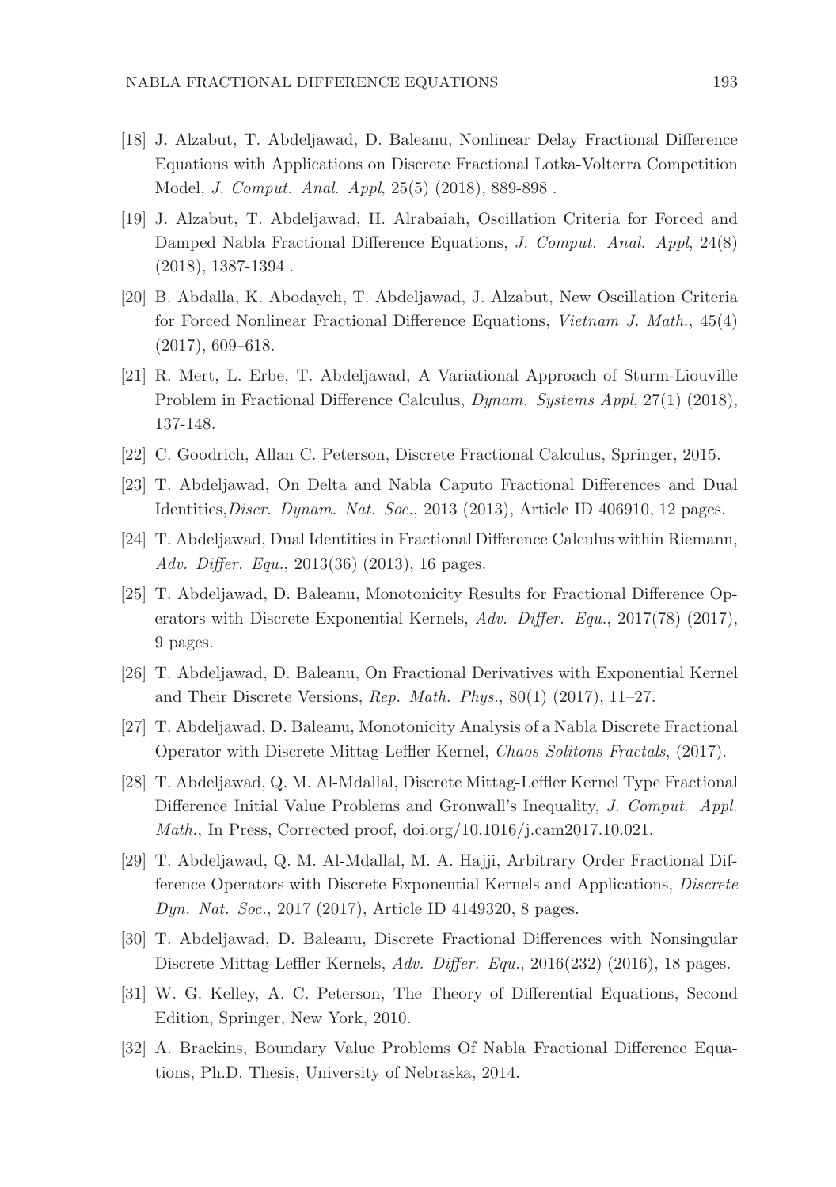[18] J. Alzabut, T. Abdeljawad, D. Baleanu, Nonlinear Delay Fractional Difference Equations with Applications on Discrete Fractional Lotka-Volterra Competition Model, *J. Comput. Anal. Appl*, 25(5) (2018), 889-898 .

[19] J. Alzabut, T. Abdeljawad, H. Alrabaiah, Oscillation Criteria for Forced and Damped Nabla Fractional Difference Equations, *J. Comput. Anal. Appl*, 24(8) (2018), 1387-1394 .

[20] B. Abdalla, K. Abodayeh, T. Abdeljawad, J. Alzabut, New Oscillation Criteria for Forced Nonlinear Fractional Difference Equations, *Vietnam J. Math.*, 45(4) (2017), 609–618.

[21] R. Mert, L. Erbe, T. Abdeljawad, A Variational Approach of Sturm-Liouville Problem in Fractional Difference Calculus, *Dynam. Systems Appl*, 27(1) (2018), 137-148.

[22] C. Goodrich, Allan C. Peterson, Discrete Fractional Calculus, Springer, 2015.

[23] T. Abdeljawad, On Delta and Nabla Caputo Fractional Differences and Dual Identities,*Discr. Dynam. Nat. Soc.*, 2013 (2013), Article ID 406910, 12 pages.

[24] T. Abdeljawad, Dual Identities in Fractional Difference Calculus within Riemann, *Adv. Differ. Equ.*, 2013(36) (2013), 16 pages.

[25] T. Abdeljawad, D. Baleanu, Monotonicity Results for Fractional Difference Operators with Discrete Exponential Kernels, *Adv. Differ. Equ.*, 2017(78) (2017), 9 pages.

[26] T. Abdeljawad, D. Baleanu, On Fractional Derivatives with Exponential Kernel and Their Discrete Versions, *Rep. Math. Phys.*, 80(1) (2017), 11–27.

[27] T. Abdeljawad, D. Baleanu, Monotonicity Analysis of a Nabla Discrete Fractional Operator with Discrete Mittag-Leffler Kernel, *Chaos Solitons Fractals*, (2017).

[28] T. Abdeljawad, Q. M. Al-Mdallal, Discrete Mittag-Leffler Kernel Type Fractional Difference Initial Value Problems and Gronwall's Inequality, *J. Comput. Appl. Math.*, In Press, Corrected proof, doi.org/10.1016/j.cam2017.10.021.

[29] T. Abdeljawad, Q. M. Al-Mdallal, M. A. Hajji, Arbitrary Order Fractional Difference Operators with Discrete Exponential Kernels and Applications, *Discrete Dyn. Nat. Soc.*, 2017 (2017), Article ID 4149320, 8 pages.

[30] T. Abdeljawad, D. Baleanu, Discrete Fractional Differences with Nonsingular Discrete Mittag-Leffler Kernels, *Adv. Differ. Equ.*, 2016(232) (2016), 18 pages.

[31] W. G. Kelley, A. C. Peterson, The Theory of Differential Equations, Second Edition, Springer, New York, 2010.

[32] A. Brackins, Boundary Value Problems Of Nabla Fractional Difference Equations, Ph.D. Thesis, University of Nebraska, 2014.